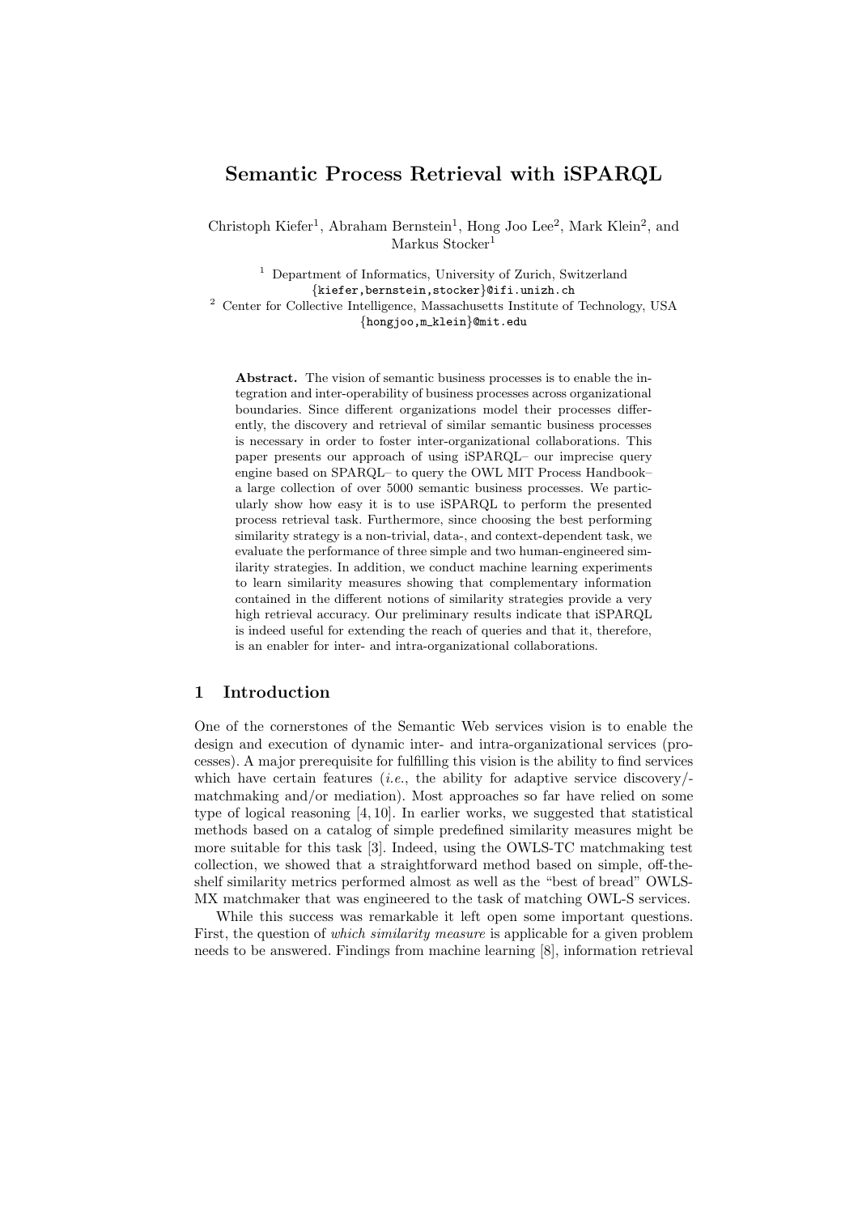# Semantic Process Retrieval with iSPARQL

Christoph Kiefer[1], Abraham Bernstein[1], Hong Joo Lee[2], Mark Klein[2], and Markus Stocker[1]

[1] Department of Informatics, University of Zurich, Switzerland
{kiefer,bernstein,stocker}@ifi.unizh.ch

[2] Center for Collective Intelligence, Massachusetts Institute of Technology, USA
{hongjoo,m_klein}@mit.edu

**Abstract.** The vision of semantic business processes is to enable the integration and inter-operability of business processes across organizational boundaries. Since different organizations model their processes differently, the discovery and retrieval of similar semantic business processes is necessary in order to foster inter-organizational collaborations. This paper presents our approach of using iSPARQL– our imprecise query engine based on SPARQL– to query the OWL MIT Process Handbook– a large collection of over 5000 semantic business processes. We particularly show how easy it is to use iSPARQL to perform the presented process retrieval task. Furthermore, since choosing the best performing similarity strategy is a non-trivial, data-, and context-dependent task, we evaluate the performance of three simple and two human-engineered similarity strategies. In addition, we conduct machine learning experiments to learn similarity measures showing that complementary information contained in the different notions of similarity strategies provide a very high retrieval accuracy. Our preliminary results indicate that iSPARQL is indeed useful for extending the reach of queries and that it, therefore, is an enabler for inter- and intra-organizational collaborations.

## 1 Introduction

One of the cornerstones of the Semantic Web services vision is to enable the design and execution of dynamic inter- and intra-organizational services (processes). A major prerequisite for fulfilling this vision is the ability to find services which have certain features (*i.e.*, the ability for adaptive service discovery/-matchmaking and/or mediation). Most approaches so far have relied on some type of logical reasoning [4, 10]. In earlier works, we suggested that statistical methods based on a catalog of simple predefined similarity measures might be more suitable for this task [3]. Indeed, using the OWLS-TC matchmaking test collection, we showed that a straightforward method based on simple, off-the-shelf similarity metrics performed almost as well as the "best of bread" OWLS-MX matchmaker that was engineered to the task of matching OWL-S services.

While this success was remarkable it left open some important questions. First, the question of *which similarity measure* is applicable for a given problem needs to be answered. Findings from machine learning [8], information retrieval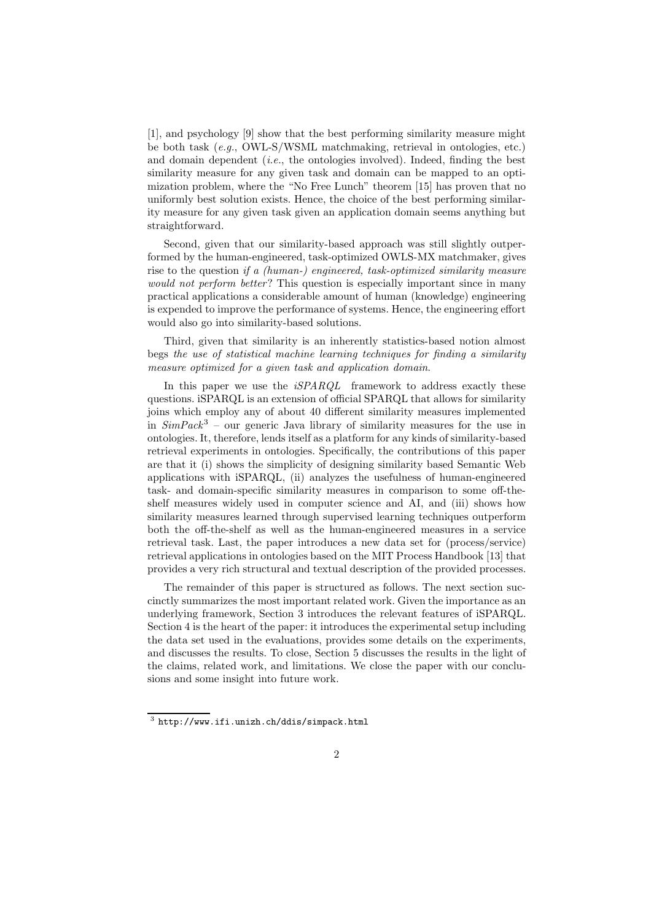[1], and psychology [9] show that the best performing similarity measure might be both task (*e.g.*, OWL-S/WSML matchmaking, retrieval in ontologies, etc.) and domain dependent (*i.e.*, the ontologies involved). Indeed, finding the best similarity measure for any given task and domain can be mapped to an optimization problem, where the "No Free Lunch" theorem [15] has proven that no uniformly best solution exists. Hence, the choice of the best performing similarity measure for any given task given an application domain seems anything but straightforward.

Second, given that our similarity-based approach was still slightly outperformed by the human-engineered, task-optimized OWLS-MX matchmaker, gives rise to the question *if a (human-) engineered, task-optimized similarity measure would not perform better*? This question is especially important since in many practical applications a considerable amount of human (knowledge) engineering is expended to improve the performance of systems. Hence, the engineering effort would also go into similarity-based solutions.

Third, given that similarity is an inherently statistics-based notion almost begs *the use of statistical machine learning techniques for finding a similarity measure optimized for a given task and application domain*.

In this paper we use the *iSPARQL* framework to address exactly these questions. iSPARQL is an extension of official SPARQL that allows for similarity joins which employ any of about 40 different similarity measures implemented in *SimPack*[3] – our generic Java library of similarity measures for the use in ontologies. It, therefore, lends itself as a platform for any kinds of similarity-based retrieval experiments in ontologies. Specifically, the contributions of this paper are that it (i) shows the simplicity of designing similarity based Semantic Web applications with iSPARQL, (ii) analyzes the usefulness of human-engineered task- and domain-specific similarity measures in comparison to some off-the-shelf measures widely used in computer science and AI, and (iii) shows how similarity measures learned through supervised learning techniques outperform both the off-the-shelf as well as the human-engineered measures in a service retrieval task. Last, the paper introduces a new data set for (process/service) retrieval applications in ontologies based on the MIT Process Handbook [13] that provides a very rich structural and textual description of the provided processes.

The remainder of this paper is structured as follows. The next section succinctly summarizes the most important related work. Given the importance as an underlying framework, Section 3 introduces the relevant features of iSPARQL. Section 4 is the heart of the paper: it introduces the experimental setup including the data set used in the evaluations, provides some details on the experiments, and discusses the results. To close, Section 5 discusses the results in the light of the claims, related work, and limitations. We close the paper with our conclusions and some insight into future work.

[3] http://www.ifi.unizh.ch/ddis/simpack.html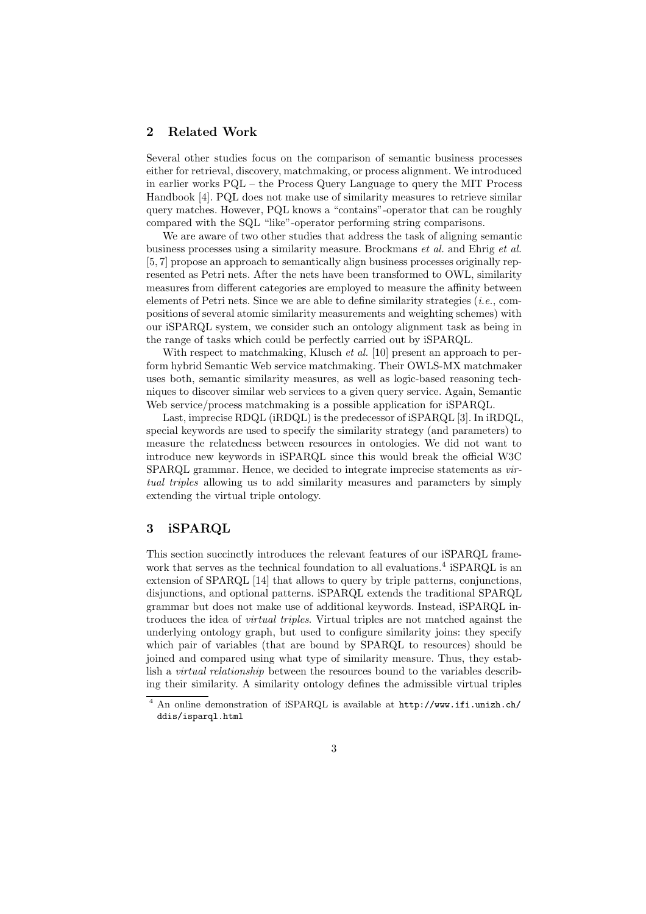## 2 Related Work

Several other studies focus on the comparison of semantic business processes either for retrieval, discovery, matchmaking, or process alignment. We introduced in earlier works PQL – the Process Query Language to query the MIT Process Handbook [4]. PQL does not make use of similarity measures to retrieve similar query matches. However, PQL knows a "contains"-operator that can be roughly compared with the SQL "like"-operator performing string comparisons.

We are aware of two other studies that address the task of aligning semantic business processes using a similarity measure. Brockmans *et al.* and Ehrig *et al.* [5, 7] propose an approach to semantically align business processes originally represented as Petri nets. After the nets have been transformed to OWL, similarity measures from different categories are employed to measure the affinity between elements of Petri nets. Since we are able to define similarity strategies (*i.e.*, compositions of several atomic similarity measurements and weighting schemes) with our iSPARQL system, we consider such an ontology alignment task as being in the range of tasks which could be perfectly carried out by iSPARQL.

With respect to matchmaking, Klusch *et al.* [10] present an approach to perform hybrid Semantic Web service matchmaking. Their OWLS-MX matchmaker uses both, semantic similarity measures, as well as logic-based reasoning techniques to discover similar web services to a given query service. Again, Semantic Web service/process matchmaking is a possible application for iSPARQL.

Last, imprecise RDQL (iRDQL) is the predecessor of iSPARQL [3]. In iRDQL, special keywords are used to specify the similarity strategy (and parameters) to measure the relatedness between resources in ontologies. We did not want to introduce new keywords in iSPARQL since this would break the official W3C SPARQL grammar. Hence, we decided to integrate imprecise statements as *virtual triples* allowing us to add similarity measures and parameters by simply extending the virtual triple ontology.

## 3 iSPARQL

This section succinctly introduces the relevant features of our iSPARQL framework that serves as the technical foundation to all evaluations.[4] iSPARQL is an extension of SPARQL [14] that allows to query by triple patterns, conjunctions, disjunctions, and optional patterns. iSPARQL extends the traditional SPARQL grammar but does not make use of additional keywords. Instead, iSPARQL introduces the idea of *virtual triples*. Virtual triples are not matched against the underlying ontology graph, but used to configure similarity joins: they specify which pair of variables (that are bound by SPARQL to resources) should be joined and compared using what type of similarity measure. Thus, they establish a *virtual relationship* between the resources bound to the variables describing their similarity. A similarity ontology defines the admissible virtual triples

[4] An online demonstration of iSPARQL is available at `http://www.ifi.unizh.ch/ddis/isparql.html`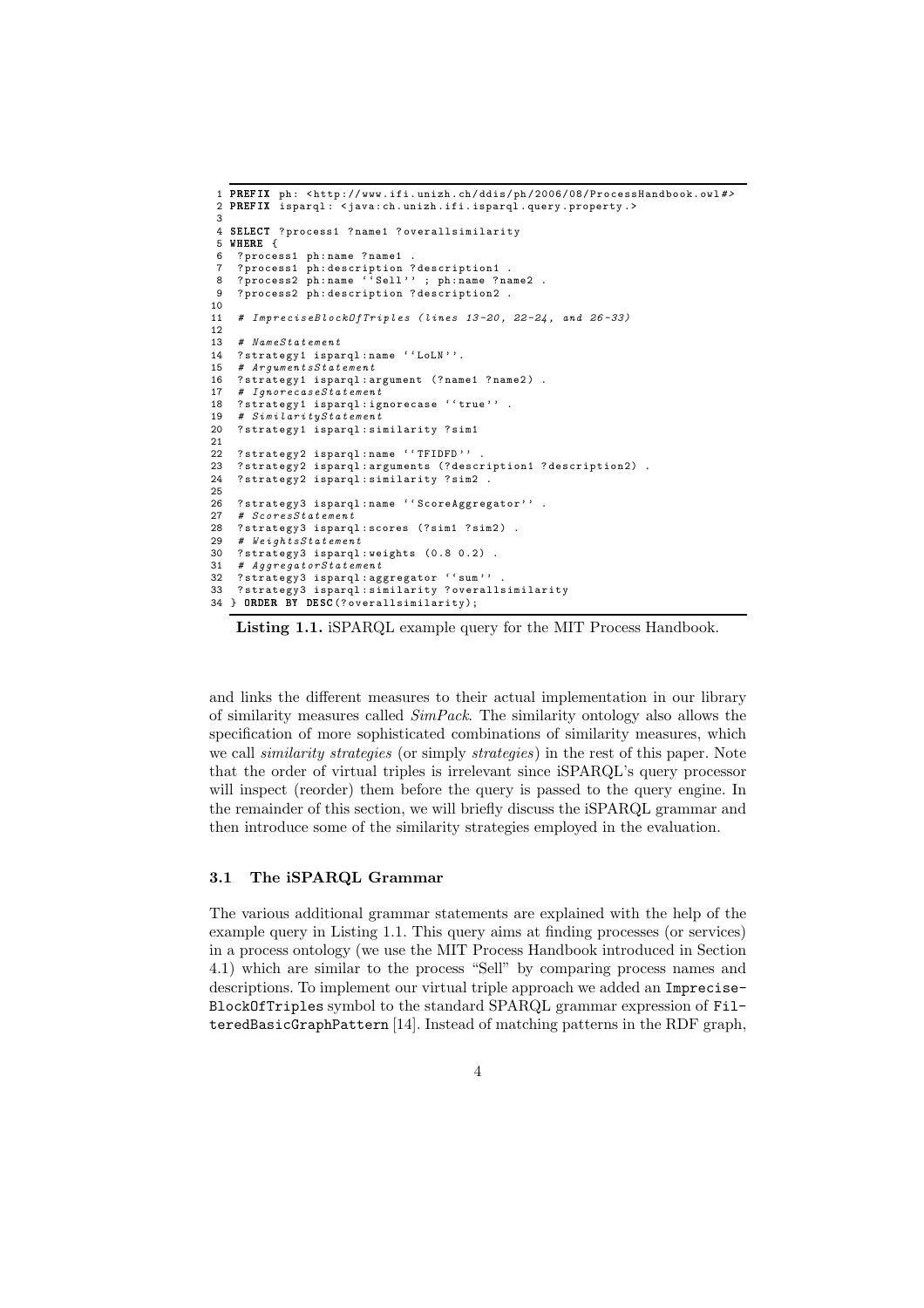```
1 PREFIX ph: <http://www.ifi.unizh.ch/ddis/ph/2006/08/ProcessHandbook.owl#>
2 PREFIX isparql: <java:ch.unizh.ifi.isparql.query.property.>
3
4 SELECT ?process1 ?name1 ?overallsimilarity
5 WHERE {
6  ?process1 ph:name ?name1 .
7  ?process1 ph:description ?description1 .
8  ?process2 ph:name ''Sell'' ; ph:name ?name2 .
9  ?process2 ph:description ?description2 .
10
11  # ImpreciseBlockOfTriples (lines 13-20, 22-24, and 26-33)
12
13  # NameStatement
14  ?strategy1 isparql:name ''LoLN''.
15  # ArgumentsStatement
16  ?strategy1 isparql:argument (?name1 ?name2) .
17  # IgnorecaseStatement
18  ?strategy1 isparql:ignorecase ''true'' .
19  # SimilarityStatement
20  ?strategy1 isparql:similarity ?sim1
21
22  ?strategy2 isparql:name ''TFIDFD'' .
23  ?strategy2 isparql:arguments (?description1 ?description2) .
24  ?strategy2 isparql:similarity ?sim2 .
25
26  ?strategy3 isparql:name ''ScoreAggregator'' .
27  # ScoresStatement
28  ?strategy3 isparql:scores (?sim1 ?sim2) .
29  # WeightsStatement
30  ?strategy3 isparql:weights (0.8 0.2) .
31  # AggregatorStatement
32  ?strategy3 isparql:aggregator ''sum'' .
33  ?strategy3 isparql:similarity ?overallsimilarity
34 } ORDER BY DESC(?overallsimilarity);
```

**Listing 1.1.** iSPARQL example query for the MIT Process Handbook.

and links the different measures to their actual implementation in our library of similarity measures called *SimPack*. The similarity ontology also allows the specification of more sophisticated combinations of similarity measures, which we call *similarity strategies* (or simply *strategies*) in the rest of this paper. Note that the order of virtual triples is irrelevant since iSPARQL's query processor will inspect (reorder) them before the query is passed to the query engine. In the remainder of this section, we will briefly discuss the iSPARQL grammar and then introduce some of the similarity strategies employed in the evaluation.

### 3.1 The iSPARQL Grammar

The various additional grammar statements are explained with the help of the example query in Listing 1.1. This query aims at finding processes (or services) in a process ontology (we use the MIT Process Handbook introduced in Section 4.1) which are similar to the process "Sell" by comparing process names and descriptions. To implement our virtual triple approach we added an `ImpreciseBlockOfTriples` symbol to the standard SPARQL grammar expression of `FilteredBasicGraphPattern` [14]. Instead of matching patterns in the RDF graph,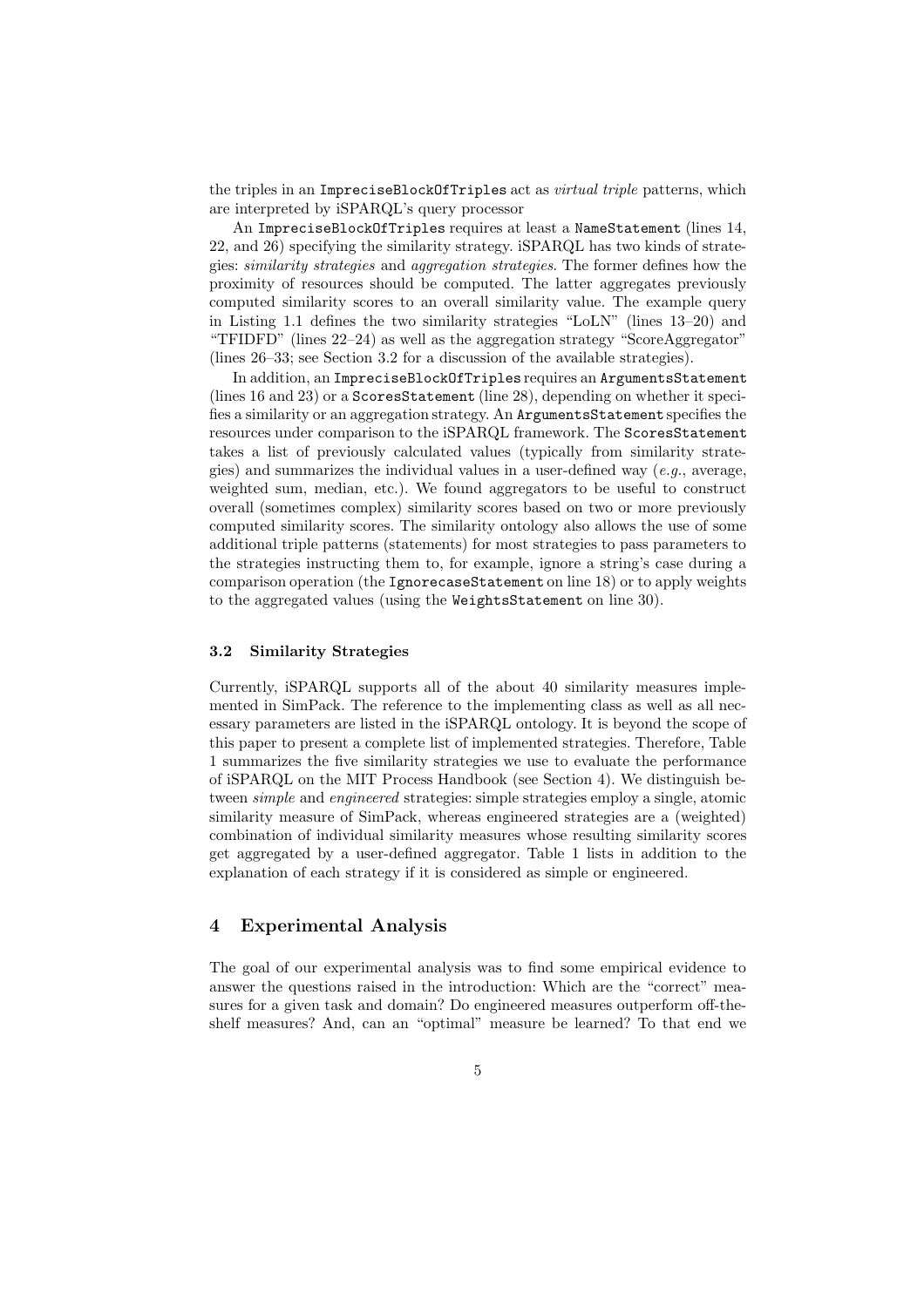the triples in an `ImpreciseBlockOfTriples` act as *virtual triple* patterns, which are interpreted by iSPARQL's query processor

An `ImpreciseBlockOfTriples` requires at least a `NameStatement` (lines 14, 22, and 26) specifying the similarity strategy. iSPARQL has two kinds of strategies: *similarity strategies* and *aggregation strategies*. The former defines how the proximity of resources should be computed. The latter aggregates previously computed similarity scores to an overall similarity value. The example query in Listing 1.1 defines the two similarity strategies "LoLN" (lines 13–20) and "TFIDFD" (lines 22–24) as well as the aggregation strategy "ScoreAggregator" (lines 26–33; see Section 3.2 for a discussion of the available strategies).

In addition, an `ImpreciseBlockOfTriples` requires an `ArgumentsStatement` (lines 16 and 23) or a `ScoresStatement` (line 28), depending on whether it specifies a similarity or an aggregation strategy. An `ArgumentsStatement` specifies the resources under comparison to the iSPARQL framework. The `ScoresStatement` takes a list of previously calculated values (typically from similarity strategies) and summarizes the individual values in a user-defined way (*e.g.*, average, weighted sum, median, etc.). We found aggregators to be useful to construct overall (sometimes complex) similarity scores based on two or more previously computed similarity scores. The similarity ontology also allows the use of some additional triple patterns (statements) for most strategies to pass parameters to the strategies instructing them to, for example, ignore a string's case during a comparison operation (the `IgnorecaseStatement` on line 18) or to apply weights to the aggregated values (using the `WeightsStatement` on line 30).

### 3.2 Similarity Strategies

Currently, iSPARQL supports all of the about 40 similarity measures implemented in SimPack. The reference to the implementing class as well as all necessary parameters are listed in the iSPARQL ontology. It is beyond the scope of this paper to present a complete list of implemented strategies. Therefore, Table 1 summarizes the five similarity strategies we use to evaluate the performance of iSPARQL on the MIT Process Handbook (see Section 4). We distinguish between *simple* and *engineered* strategies: simple strategies employ a single, atomic similarity measure of SimPack, whereas engineered strategies are a (weighted) combination of individual similarity measures whose resulting similarity scores get aggregated by a user-defined aggregator. Table 1 lists in addition to the explanation of each strategy if it is considered as simple or engineered.

## 4 Experimental Analysis

The goal of our experimental analysis was to find some empirical evidence to answer the questions raised in the introduction: Which are the "correct" measures for a given task and domain? Do engineered measures outperform off-the-shelf measures? And, can an "optimal" measure be learned? To that end we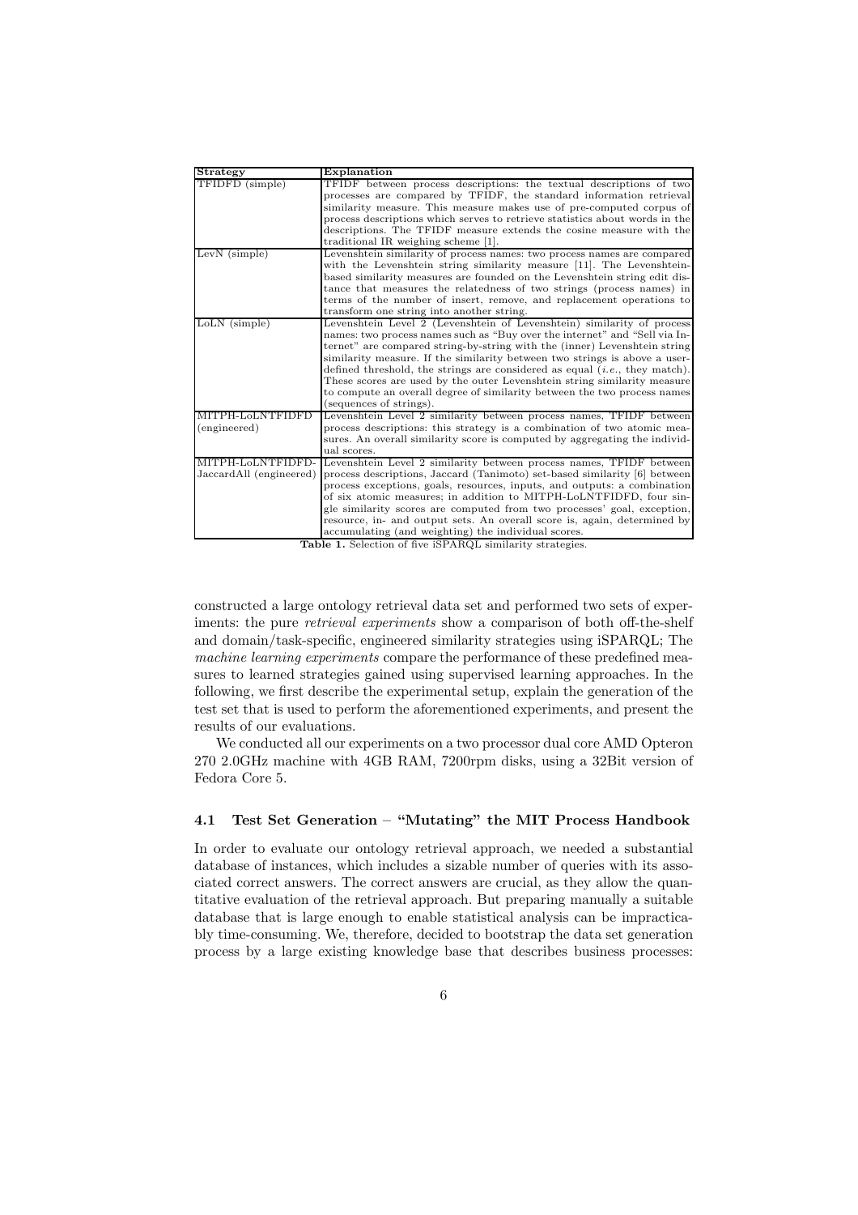| Strategy | Explanation |
| --- | --- |
| TFIDFD (simple) | TFIDF between process descriptions: the textual descriptions of two processes are compared by TFIDF, the standard information retrieval similarity measure. This measure makes use of pre-computed corpus of process descriptions which serves to retrieve statistics about words in the descriptions. The TFIDF measure extends the cosine measure with the traditional IR weighing scheme [1]. |
| LevN (simple) | Levenshtein similarity of process names: two process names are compared with the Levenshtein string similarity measure [11]. The Levenshtein-based similarity measures are founded on the Levenshtein string edit distance that measures the relatedness of two strings (process names) in terms of the number of insert, remove, and replacement operations to transform one string into another string. |
| LoLN (simple) | Levenshtein Level 2 (Levenshtein of Levenshtein) similarity of process names: two process names such as "Buy over the internet" and "Sell via Internet" are compared string-by-string with the (inner) Levenshtein string similarity measure. If the similarity between two strings is above a user-defined threshold, the strings are considered as equal (*i.e.*, they match). These scores are used by the outer Levenshtein string similarity measure to compute an overall degree of similarity between the two process names (sequences of strings). |
| MITPH-LoLNTFIDFD (engineered) | Levenshtein Level 2 similarity between process names, TFIDF between process descriptions: this strategy is a combination of two atomic measures. An overall similarity score is computed by aggregating the individual scores. |
| MITPH-LoLNTFIDFD-JaccardAll (engineered) | Levenshtein Level 2 similarity between process names, TFIDF between process descriptions, Jaccard (Tanimoto) set-based similarity [6] between process exceptions, goals, resources, inputs, and outputs: a combination of six atomic measures; in addition to MITPH-LoLNTFIDFD, four single similarity scores are computed from two processes' goal, exception, resource, in- and output sets. An overall score is, again, determined by accumulating (and weighting) the individual scores. |

**Table 1.** Selection of five iSPARQL similarity strategies.

constructed a large ontology retrieval data set and performed two sets of experiments: the pure *retrieval experiments* show a comparison of both off-the-shelf and domain/task-specific, engineered similarity strategies using iSPARQL; The *machine learning experiments* compare the performance of these predefined measures to learned strategies gained using supervised learning approaches. In the following, we first describe the experimental setup, explain the generation of the test set that is used to perform the aforementioned experiments, and present the results of our evaluations.

We conducted all our experiments on a two processor dual core AMD Opteron 270 2.0GHz machine with 4GB RAM, 7200rpm disks, using a 32Bit version of Fedora Core 5.

### 4.1 Test Set Generation – "Mutating" the MIT Process Handbook

In order to evaluate our ontology retrieval approach, we needed a substantial database of instances, which includes a sizable number of queries with its associated correct answers. The correct answers are crucial, as they allow the quantitative evaluation of the retrieval approach. But preparing manually a suitable database that is large enough to enable statistical analysis can be impracticably time-consuming. We, therefore, decided to bootstrap the data set generation process by a large existing knowledge base that describes business processes: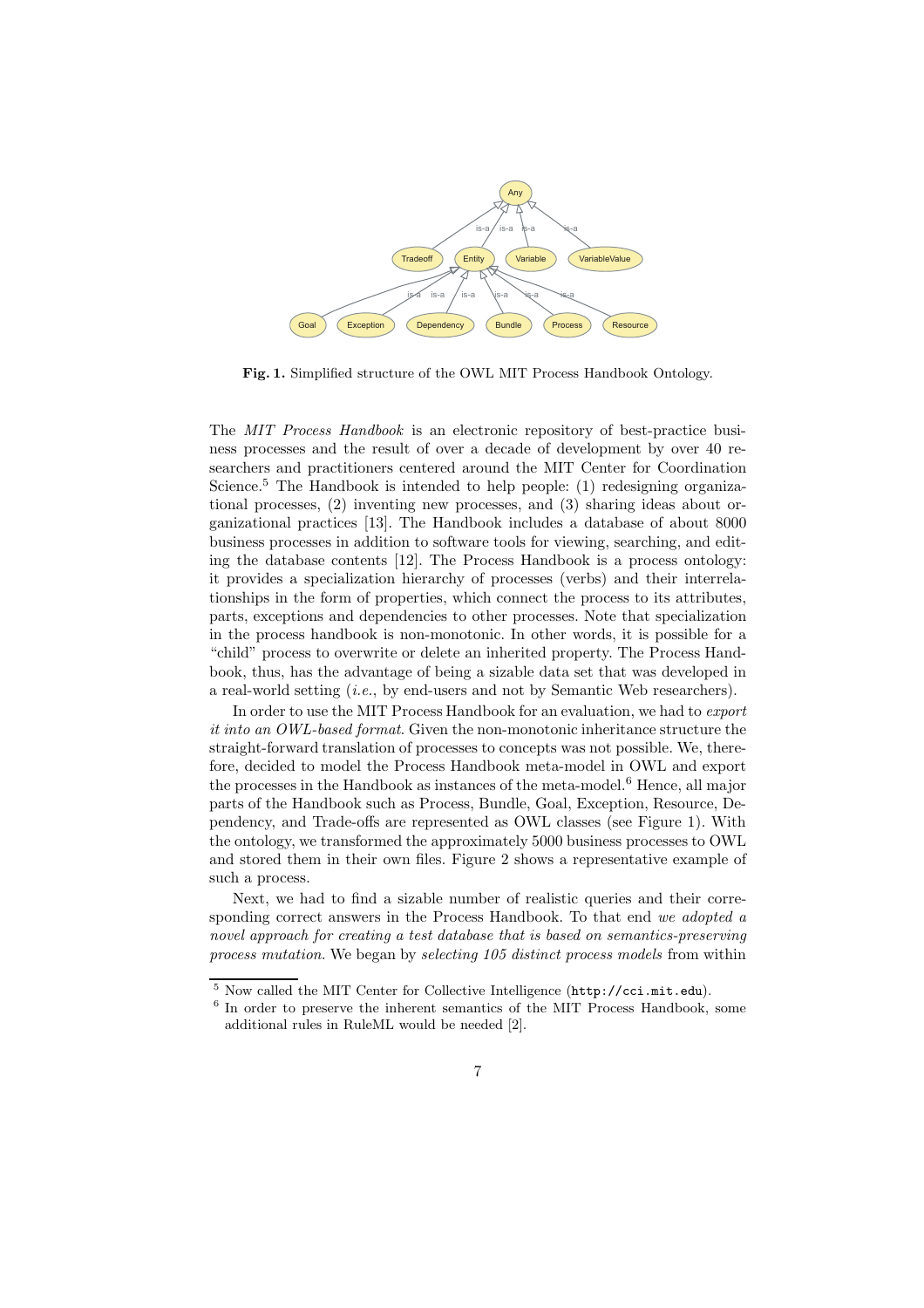**Fig. 1.** Simplified structure of the OWL MIT Process Handbook Ontology.

The *MIT Process Handbook* is an electronic repository of best-practice business processes and the result of over a decade of development by over 40 researchers and practitioners centered around the MIT Center for Coordination Science.[5] The Handbook is intended to help people: (1) redesigning organizational processes, (2) inventing new processes, and (3) sharing ideas about organizational practices [13]. The Handbook includes a database of about 8000 business processes in addition to software tools for viewing, searching, and editing the database contents [12]. The Process Handbook is a process ontology: it provides a specialization hierarchy of processes (verbs) and their interrelationships in the form of properties, which connect the process to its attributes, parts, exceptions and dependencies to other processes. Note that specialization in the process handbook is non-monotonic. In other words, it is possible for a "child" process to overwrite or delete an inherited property. The Process Handbook, thus, has the advantage of being a sizable data set that was developed in a real-world setting (*i.e.*, by end-users and not by Semantic Web researchers).

In order to use the MIT Process Handbook for an evaluation, we had to *export it into an OWL-based format*. Given the non-monotonic inheritance structure the straight-forward translation of processes to concepts was not possible. We, therefore, decided to model the Process Handbook meta-model in OWL and export the processes in the Handbook as instances of the meta-model.[6] Hence, all major parts of the Handbook such as Process, Bundle, Goal, Exception, Resource, Dependency, and Trade-offs are represented as OWL classes (see Figure 1). With the ontology, we transformed the approximately 5000 business processes to OWL and stored them in their own files. Figure 2 shows a representative example of such a process.

Next, we had to find a sizable number of realistic queries and their corresponding correct answers in the Process Handbook. To that end *we adopted a novel approach for creating a test database that is based on semantics-preserving process mutation*. We began by *selecting 105 distinct process models* from within

[5] Now called the MIT Center for Collective Intelligence (`http://cci.mit.edu`).

[6] In order to preserve the inherent semantics of the MIT Process Handbook, some additional rules in RuleML would be needed [2].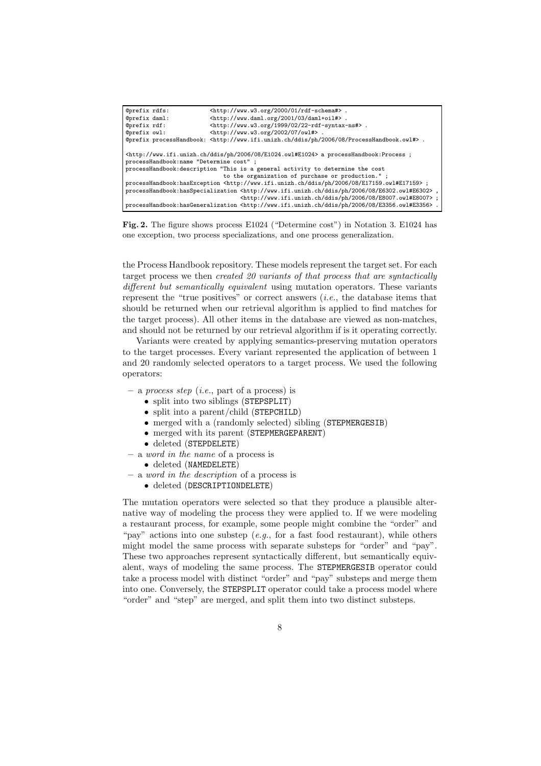```
@prefix rdfs:            <http://www.w3.org/2000/01/rdf-schema#> .
@prefix daml:            <http://www.daml.org/2001/03/daml+oil#> .
@prefix rdf:             <http://www.w3.org/1999/02/22-rdf-syntax-ns#> .
@prefix owl:             <http://www.w3.org/2002/07/owl#> .
@prefix processHandbook: <http://www.ifi.unizh.ch/ddis/ph/2006/08/ProcessHandbook.owl#> .

<http://www.ifi.unizh.ch/ddis/ph/2006/08/E1024.owl#E1024> a processHandbook:Process ;
processHandbook:name "Determine cost" ;
processHandbook:description "This is a general activity to determine the cost
                            to the organization of purchase or production." ;
processHandbook:hasException <http://www.ifi.unizh.ch/ddis/ph/2006/08/E17159.owl#E17159> ;
processHandbook:hasSpecialization <http://www.ifi.unizh.ch/ddis/ph/2006/08/E6302.owl#E6302> ,
                                  <http://www.ifi.unizh.ch/ddis/ph/2006/08/E8007.owl#E8007> ;
processHandbook:hasGeneralization <http://www.ifi.unizh.ch/ddis/ph/2006/08/E3356.owl#E3356> .
```

**Fig. 2.** The figure shows process E1024 ("Determine cost") in Notation 3. E1024 has one exception, two process specializations, and one process generalization.

the Process Handbook repository. These models represent the target set. For each target process we then *created 20 variants of that process that are syntactically different but semantically equivalent* using mutation operators. These variants represent the "true positives" or correct answers (*i.e.*, the database items that should be returned when our retrieval algorithm is applied to find matches for the target process). All other items in the database are viewed as non-matches, and should not be returned by our retrieval algorithm if is it operating correctly.

Variants were created by applying semantics-preserving mutation operators to the target processes. Every variant represented the application of between 1 and 20 randomly selected operators to a target process. We used the following operators:

- a *process step* (*i.e.*, part of a process) is
  - split into two siblings (STEPSPLIT)
  - split into a parent/child (STEPCHILD)
  - merged with a (randomly selected) sibling (STEPMERGESIB)
  - merged with its parent (STEPMERGEPARENT)
  - deleted (STEPDELETE)
- a *word in the name* of a process is
  - deleted (NAMEDELETE)
- a *word in the description* of a process is
  - deleted (DESCRIPTIONDELETE)

The mutation operators were selected so that they produce a plausible alternative way of modeling the process they were applied to. If we were modeling a restaurant process, for example, some people might combine the "order" and "pay" actions into one substep (*e.g.*, for a fast food restaurant), while others might model the same process with separate substeps for "order" and "pay". These two approaches represent syntactically different, but semantically equivalent, ways of modeling the same process. The STEPMERGESIB operator could take a process model with distinct "order" and "pay" substeps and merge them into one. Conversely, the STEPSPLIT operator could take a process model where "order" and "step" are merged, and split them into two distinct substeps.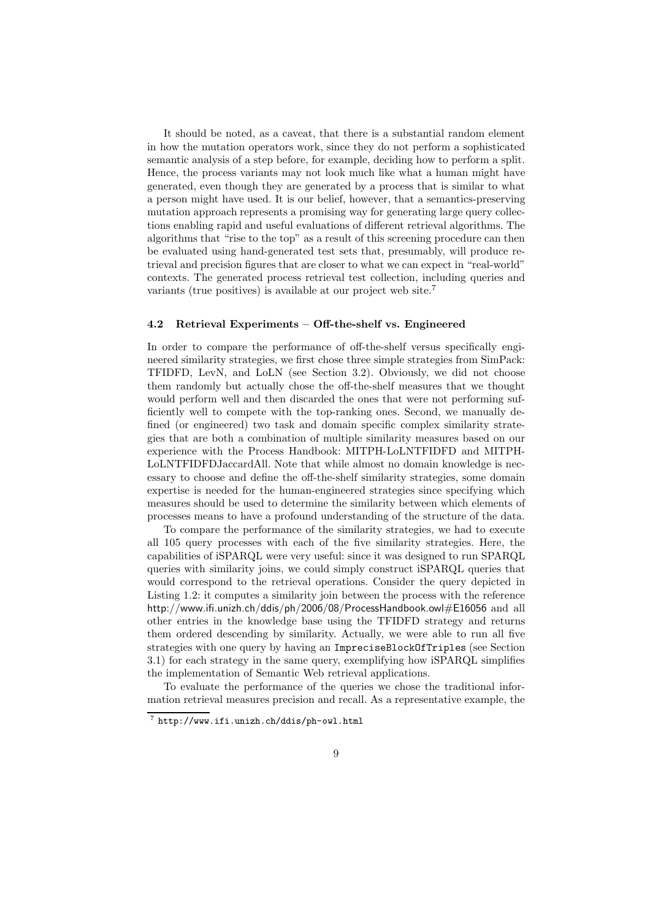It should be noted, as a caveat, that there is a substantial random element in how the mutation operators work, since they do not perform a sophisticated semantic analysis of a step before, for example, deciding how to perform a split. Hence, the process variants may not look much like what a human might have generated, even though they are generated by a process that is similar to what a person might have used. It is our belief, however, that a semantics-preserving mutation approach represents a promising way for generating large query collections enabling rapid and useful evaluations of different retrieval algorithms. The algorithms that "rise to the top" as a result of this screening procedure can then be evaluated using hand-generated test sets that, presumably, will produce retrieval and precision figures that are closer to what we can expect in "real-world" contexts. The generated process retrieval test collection, including queries and variants (true positives) is available at our project web site.[7]

### 4.2 Retrieval Experiments – Off-the-shelf vs. Engineered

In order to compare the performance of off-the-shelf versus specifically engineered similarity strategies, we first chose three simple strategies from SimPack: TFIDFD, LevN, and LoLN (see Section 3.2). Obviously, we did not choose them randomly but actually chose the off-the-shelf measures that we thought would perform well and then discarded the ones that were not performing sufficiently well to compete with the top-ranking ones. Second, we manually defined (or engineered) two task and domain specific complex similarity strategies that are both a combination of multiple similarity measures based on our experience with the Process Handbook: MITPH-LoLNTFIDFD and MITPH-LoLNTFIDFDJaccardAll. Note that while almost no domain knowledge is necessary to choose and define the off-the-shelf similarity strategies, some domain expertise is needed for the human-engineered strategies since specifying which measures should be used to determine the similarity between which elements of processes means to have a profound understanding of the structure of the data.

To compare the performance of the similarity strategies, we had to execute all 105 query processes with each of the five similarity strategies. Here, the capabilities of iSPARQL were very useful: since it was designed to run SPARQL queries with similarity joins, we could simply construct iSPARQL queries that would correspond to the retrieval operations. Consider the query depicted in Listing 1.2: it computes a similarity join between the process with the reference http://www.ifi.unizh.ch/ddis/ph/2006/08/ProcessHandbook.owl#E16056 and all other entries in the knowledge base using the TFIDFD strategy and returns them ordered descending by similarity. Actually, we were able to run all five strategies with one query by having an `ImpreciseBlockOfTriples` (see Section 3.1) for each strategy in the same query, exemplifying how iSPARQL simplifies the implementation of Semantic Web retrieval applications.

To evaluate the performance of the queries we chose the traditional information retrieval measures precision and recall. As a representative example, the

[7] `http://www.ifi.unizh.ch/ddis/ph-owl.html`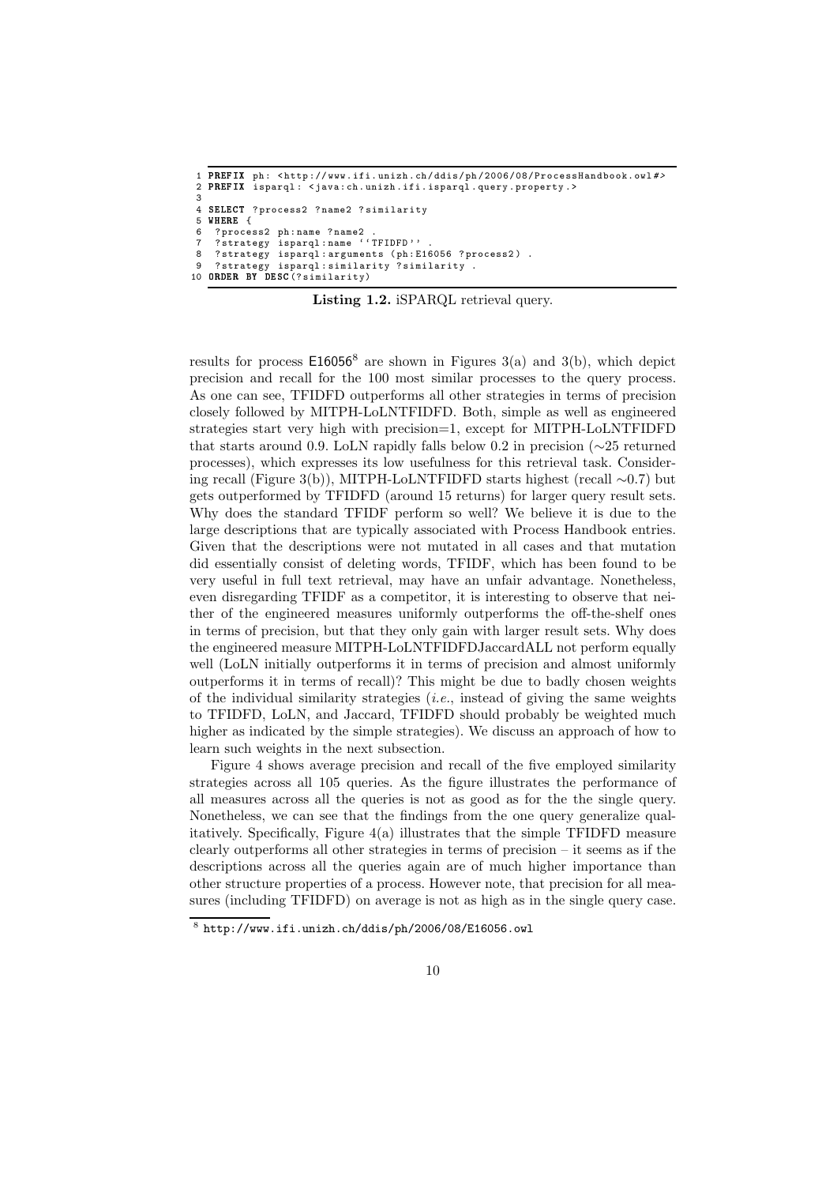```
1 PREFIX ph: <http://www.ifi.unizh.ch/ddis/ph/2006/08/ProcessHandbook.owl#>
2 PREFIX isparql: <java:ch.unizh.ifi.isparql.query.property.>
3
4 SELECT ?process2 ?name2 ?similarity
5 WHERE {
6  ?process2 ph:name ?name2 .
7  ?strategy isparql:name ''TFIDFD'' .
8  ?strategy isparql:arguments (ph:E16056 ?process2) .
9  ?strategy isparql:similarity ?similarity .
10 ORDER BY DESC(?similarity)
```

**Listing 1.2.** iSPARQL retrieval query.

results for process E16056[8] are shown in Figures 3(a) and 3(b), which depict precision and recall for the 100 most similar processes to the query process. As one can see, TFIDFD outperforms all other strategies in terms of precision closely followed by MITPH-LoLNTFIDFD. Both, simple as well as engineered strategies start very high with precision=1, except for MITPH-LoLNTFIDFD that starts around 0.9. LoLN rapidly falls below 0.2 in precision (∼25 returned processes), which expresses its low usefulness for this retrieval task. Considering recall (Figure 3(b)), MITPH-LoLNTFIDFD starts highest (recall ∼0.7) but gets outperformed by TFIDFD (around 15 returns) for larger query result sets. Why does the standard TFIDF perform so well? We believe it is due to the large descriptions that are typically associated with Process Handbook entries. Given that the descriptions were not mutated in all cases and that mutation did essentially consist of deleting words, TFIDF, which has been found to be very useful in full text retrieval, may have an unfair advantage. Nonetheless, even disregarding TFIDF as a competitor, it is interesting to observe that neither of the engineered measures uniformly outperforms the off-the-shelf ones in terms of precision, but that they only gain with larger result sets. Why does the engineered measure MITPH-LoLNTFIDFDJaccardALL not perform equally well (LoLN initially outperforms it in terms of precision and almost uniformly outperforms it in terms of recall)? This might be due to badly chosen weights of the individual similarity strategies (*i.e.*, instead of giving the same weights to TFIDFD, LoLN, and Jaccard, TFIDFD should probably be weighted much higher as indicated by the simple strategies). We discuss an approach of how to learn such weights in the next subsection.

Figure 4 shows average precision and recall of the five employed similarity strategies across all 105 queries. As the figure illustrates the performance of all measures across all the queries is not as good as for the the single query. Nonetheless, we can see that the findings from the one query generalize qualitatively. Specifically, Figure 4(a) illustrates that the simple TFIDFD measure clearly outperforms all other strategies in terms of precision – it seems as if the descriptions across all the queries again are of much higher importance than other structure properties of a process. However note, that precision for all measures (including TFIDFD) on average is not as high as in the single query case.

[8] http://www.ifi.unizh.ch/ddis/ph/2006/08/E16056.owl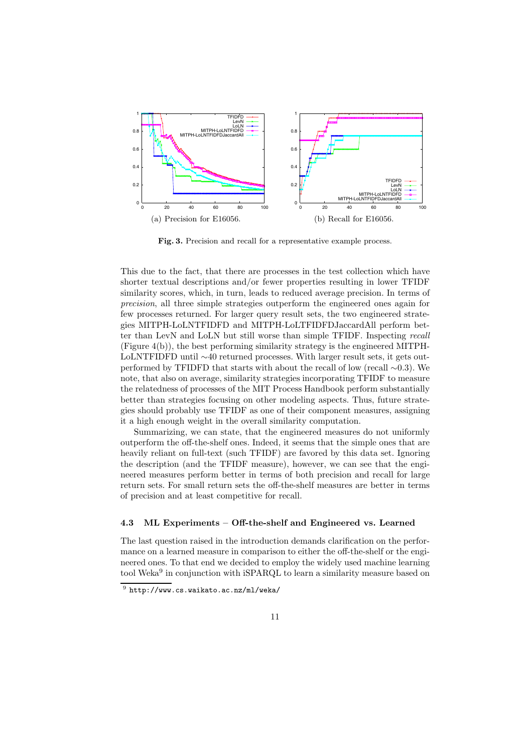(a) Precision for E16056.

(b) Recall for E16056.

**Fig. 3.** Precision and recall for a representative example process.

This due to the fact, that there are processes in the test collection which have shorter textual descriptions and/or fewer properties resulting in lower TFIDF similarity scores, which, in turn, leads to reduced average precision. In terms of *precision*, all three simple strategies outperform the engineered ones again for few processes returned. For larger query result sets, the two engineered strategies MITPH-LoLNTFIDFD and MITPH-LoLTFIDFDJaccardAll perform better than LevN and LoLN but still worse than simple TFIDF. Inspecting *recall* (Figure 4(b)), the best performing similarity strategy is the engineered MITPH-LoLNTFIDFD until ∼40 returned processes. With larger result sets, it gets outperformed by TFIDFD that starts with about the recall of low (recall ∼0.3). We note, that also on average, similarity strategies incorporating TFIDF to measure the relatedness of processes of the MIT Process Handbook perform substantially better than strategies focusing on other modeling aspects. Thus, future strategies should probably use TFIDF as one of their component measures, assigning it a high enough weight in the overall similarity computation.

Summarizing, we can state, that the engineered measures do not uniformly outperform the off-the-shelf ones. Indeed, it seems that the simple ones that are heavily reliant on full-text (such TFIDF) are favored by this data set. Ignoring the description (and the TFIDF measure), however, we can see that the engineered measures perform better in terms of both precision and recall for large return sets. For small return sets the off-the-shelf measures are better in terms of precision and at least competitive for recall.

### 4.3 ML Experiments – Off-the-shelf and Engineered vs. Learned

The last question raised in the introduction demands clarification on the performance on a learned measure in comparison to either the off-the-shelf or the engineered ones. To that end we decided to employ the widely used machine learning tool Weka[9] in conjunction with iSPARQL to learn a similarity measure based on

[9] http://www.cs.waikato.ac.nz/ml/weka/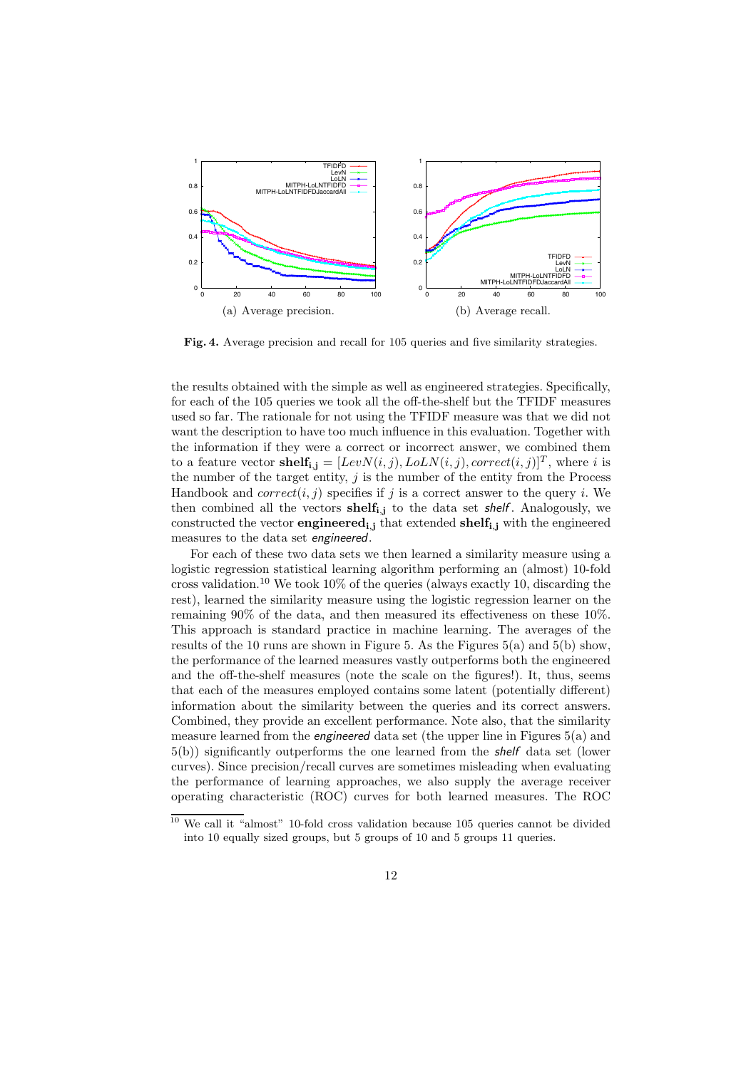(a) Average precision.

(b) Average recall.

**Fig. 4.** Average precision and recall for 105 queries and five similarity strategies.

the results obtained with the simple as well as engineered strategies. Specifically, for each of the 105 queries we took all the off-the-shelf but the TFIDF measures used so far. The rationale for not using the TFIDF measure was that we did not want the description to have too much influence in this evaluation. Together with the information if they were a correct or incorrect answer, we combined them to a feature vector $\mathbf{shelf_{i,j}} = [LevN(i, j), LoLN(i, j), correct(i, j)]^T$, where $i$ is the number of the target entity, $j$ is the number of the entity from the Process Handbook and $correct(i, j)$ specifies if $j$ is a correct answer to the query $i$. We then combined all the vectors $\mathbf{shelf_{i,j}}$ to the data set *shelf*. Analogously, we constructed the vector $\mathbf{engineered_{i,j}}$ that extended $\mathbf{shelf_{i,j}}$ with the engineered measures to the data set *engineered*.

For each of these two data sets we then learned a similarity measure using a logistic regression statistical learning algorithm performing an (almost) 10-fold cross validation.[10] We took 10% of the queries (always exactly 10, discarding the rest), learned the similarity measure using the logistic regression learner on the remaining 90% of the data, and then measured its effectiveness on these 10%. This approach is standard practice in machine learning. The averages of the results of the 10 runs are shown in Figure 5. As the Figures 5(a) and 5(b) show, the performance of the learned measures vastly outperforms both the engineered and the off-the-shelf measures (note the scale on the figures!). It, thus, seems that each of the measures employed contains some latent (potentially different) information about the similarity between the queries and its correct answers. Combined, they provide an excellent performance. Note also, that the similarity measure learned from the *engineered* data set (the upper line in Figures 5(a) and 5(b)) significantly outperforms the one learned from the *shelf* data set (lower curves). Since precision/recall curves are sometimes misleading when evaluating the performance of learning approaches, we also supply the average receiver operating characteristic (ROC) curves for both learned measures. The ROC

[10] We call it "almost" 10-fold cross validation because 105 queries cannot be divided into 10 equally sized groups, but 5 groups of 10 and 5 groups 11 queries.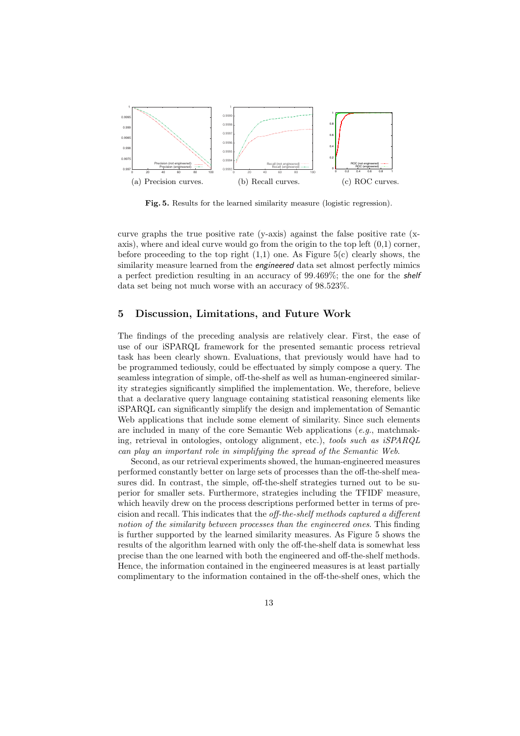(a) Precision curves. (b) Recall curves. (c) ROC curves.

**Fig. 5.** Results for the learned similarity measure (logistic regression).

curve graphs the true positive rate (y-axis) against the false positive rate (x-axis), where and ideal curve would go from the origin to the top left (0,1) corner, before proceeding to the top right (1,1) one. As Figure 5(c) clearly shows, the similarity measure learned from the *engineered* data set almost perfectly mimics a perfect prediction resulting in an accuracy of 99.469%; the one for the *shelf* data set being not much worse with an accuracy of 98.523%.

## 5 Discussion, Limitations, and Future Work

The findings of the preceding analysis are relatively clear. First, the ease of use of our iSPARQL framework for the presented semantic process retrieval task has been clearly shown. Evaluations, that previously would have had to be programmed tediously, could be effectuated by simply compose a query. The seamless integration of simple, off-the-shelf as well as human-engineered similarity strategies significantly simplified the implementation. We, therefore, believe that a declarative query language containing statistical reasoning elements like iSPARQL can significantly simplify the design and implementation of Semantic Web applications that include some element of similarity. Since such elements are included in many of the core Semantic Web applications (*e.g.*, matchmaking, retrieval in ontologies, ontology alignment, etc.), *tools such as iSPARQL can play an important role in simplifying the spread of the Semantic Web*.

Second, as our retrieval experiments showed, the human-engineered measures performed constantly better on large sets of processes than the off-the-shelf measures did. In contrast, the simple, off-the-shelf strategies turned out to be superior for smaller sets. Furthermore, strategies including the TFIDF measure, which heavily drew on the process descriptions performed better in terms of precision and recall. This indicates that the *off-the-shelf methods captured a different notion of the similarity between processes than the engineered ones*. This finding is further supported by the learned similarity measures. As Figure 5 shows the results of the algorithm learned with only the off-the-shelf data is somewhat less precise than the one learned with both the engineered and off-the-shelf methods. Hence, the information contained in the engineered measures is at least partially complimentary to the information contained in the off-the-shelf ones, which the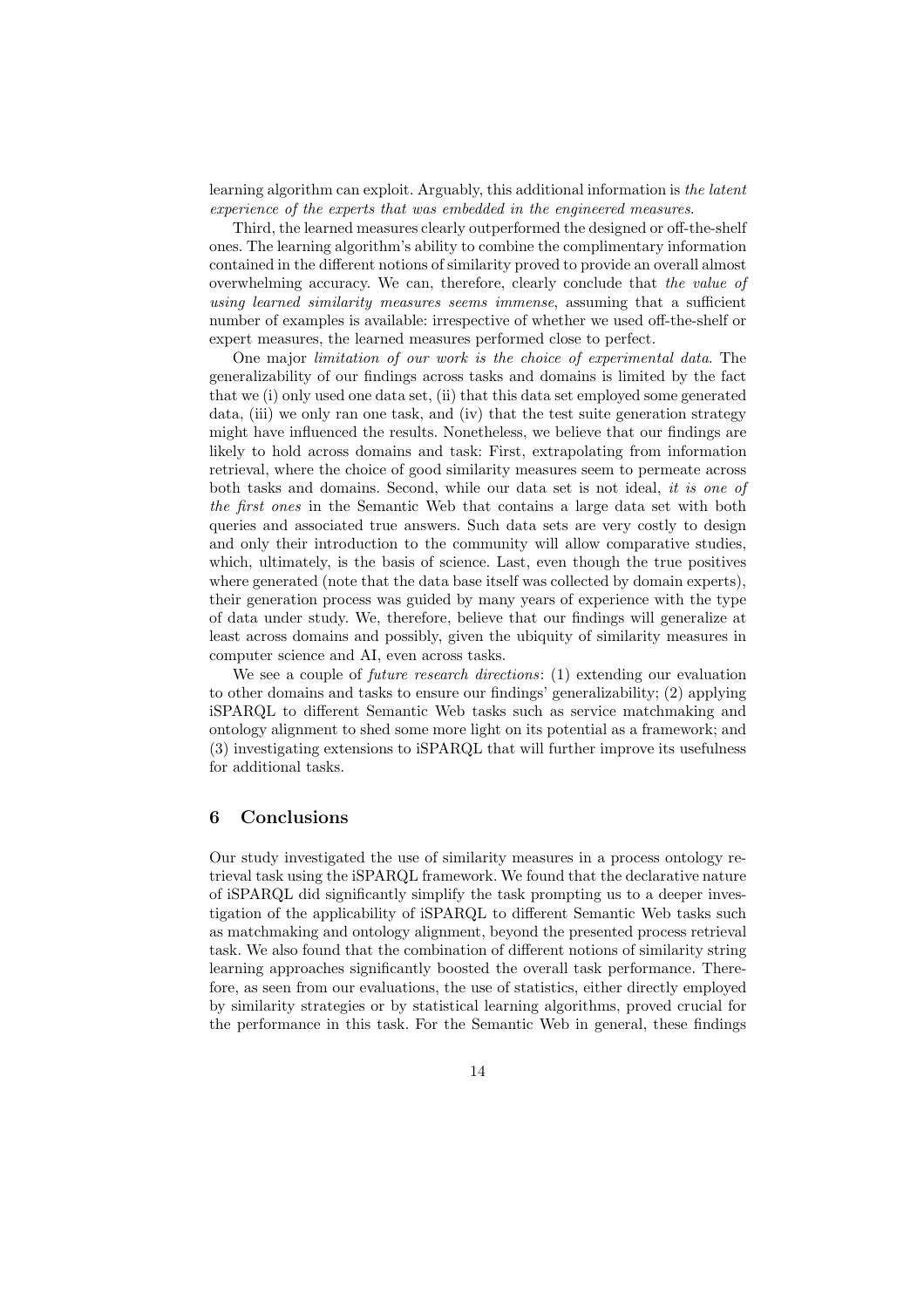learning algorithm can exploit. Arguably, this additional information is *the latent experience of the experts that was embedded in the engineered measures*.

Third, the learned measures clearly outperformed the designed or off-the-shelf ones. The learning algorithm's ability to combine the complimentary information contained in the different notions of similarity proved to provide an overall almost overwhelming accuracy. We can, therefore, clearly conclude that *the value of using learned similarity measures seems immense*, assuming that a sufficient number of examples is available: irrespective of whether we used off-the-shelf or expert measures, the learned measures performed close to perfect.

One major *limitation of our work is the choice of experimental data*. The generalizability of our findings across tasks and domains is limited by the fact that we (i) only used one data set, (ii) that this data set employed some generated data, (iii) we only ran one task, and (iv) that the test suite generation strategy might have influenced the results. Nonetheless, we believe that our findings are likely to hold across domains and task: First, extrapolating from information retrieval, where the choice of good similarity measures seem to permeate across both tasks and domains. Second, while our data set is not ideal, *it is one of the first ones* in the Semantic Web that contains a large data set with both queries and associated true answers. Such data sets are very costly to design and only their introduction to the community will allow comparative studies, which, ultimately, is the basis of science. Last, even though the true positives where generated (note that the data base itself was collected by domain experts), their generation process was guided by many years of experience with the type of data under study. We, therefore, believe that our findings will generalize at least across domains and possibly, given the ubiquity of similarity measures in computer science and AI, even across tasks.

We see a couple of *future research directions*: (1) extending our evaluation to other domains and tasks to ensure our findings' generalizability; (2) applying iSPARQL to different Semantic Web tasks such as service matchmaking and ontology alignment to shed some more light on its potential as a framework; and (3) investigating extensions to iSPARQL that will further improve its usefulness for additional tasks.

## 6 Conclusions

Our study investigated the use of similarity measures in a process ontology retrieval task using the iSPARQL framework. We found that the declarative nature of iSPARQL did significantly simplify the task prompting us to a deeper investigation of the applicability of iSPARQL to different Semantic Web tasks such as matchmaking and ontology alignment, beyond the presented process retrieval task. We also found that the combination of different notions of similarity string learning approaches significantly boosted the overall task performance. Therefore, as seen from our evaluations, the use of statistics, either directly employed by similarity strategies or by statistical learning algorithms, proved crucial for the performance in this task. For the Semantic Web in general, these findings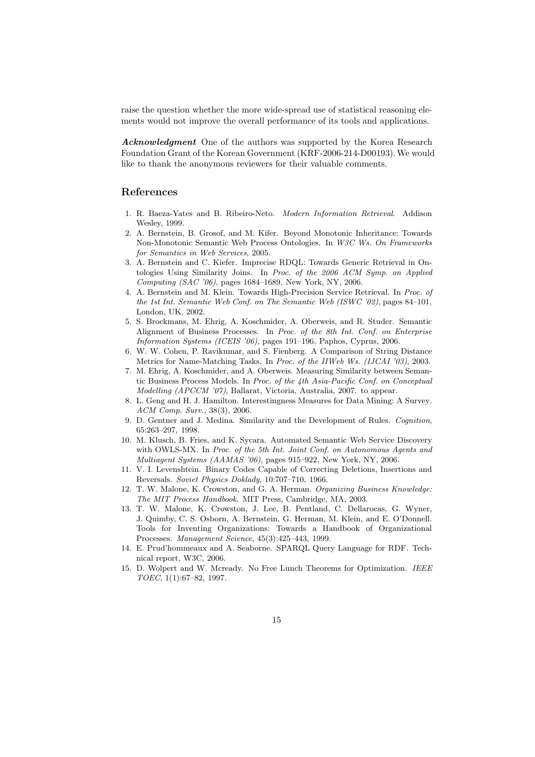raise the question whether the more wide-spread use of statistical reasoning elements would not improve the overall performance of its tools and applications.

***Acknowledgment*** One of the authors was supported by the Korea Research Foundation Grant of the Korean Government (KRF-2006-214-D00193). We would like to thank the anonymous reviewers for their valuable comments.

## References

1. R. Baeza-Yates and B. Ribeiro-Neto. *Modern Information Retrieval*. Addison Wesley, 1999.
2. A. Bernstein, B. Grosof, and M. Kifer. Beyond Monotonic Inheritance: Towards Non-Monotonic Semantic Web Process Ontologies. In *W3C Ws. On Frameworks for Semantics in Web Services*, 2005.
3. A. Bernstein and C. Kiefer. Imprecise RDQL: Towards Generic Retrieval in Ontologies Using Similarity Joins. In *Proc. of the 2006 ACM Symp. on Applied Computing (SAC '06)*, pages 1684–1689, New York, NY, 2006.
4. A. Bernstein and M. Klein. Towards High-Precision Service Retrieval. In *Proc. of the 1st Int. Semantic Web Conf. on The Semantic Web (ISWC '02)*, pages 84–101, London, UK, 2002.
5. S. Brockmans, M. Ehrig, A. Koschmider, A. Oberweis, and R. Studer. Semantic Alignment of Business Processes. In *Proc. of the 8th Int. Conf. on Enterprise Information Systems (ICEIS '06)*, pages 191–196, Paphos, Cyprus, 2006.
6. W. W. Cohen, P. Ravikumar, and S. Fienberg. A Comparison of String Distance Metrics for Name-Matching Tasks. In *Proc. of the IIWeb Ws. (IJCAI '03)*, 2003.
7. M. Ehrig, A. Koschmider, and A. Oberweis. Measuring Similarity between Semantic Business Process Models. In *Proc. of the 4th Asia-Pacific Conf. on Conceptual Modelling (APCCM '07)*, Ballarat, Victoria, Australia, 2007. to appear.
8. L. Geng and H. J. Hamilton. Interestingness Measures for Data Mining: A Survey. *ACM Comp. Surv.*, 38(3), 2006.
9. D. Gentner and J. Medina. Similarity and the Development of Rules. *Cognition*, 65:263–297, 1998.
10. M. Klusch, B. Fries, and K. Sycara. Automated Semantic Web Service Discovery with OWLS-MX. In *Proc. of the 5th Int. Joint Conf. on Autonomous Agents and Multiagent Systems (AAMAS '06)*, pages 915–922, New York, NY, 2006.
11. V. I. Levenshtein. Binary Codes Capable of Correcting Deletions, Insertions and Reversals. *Soviet Physics Doklady*, 10:707–710, 1966.
12. T. W. Malone, K. Crowston, and G. A. Herman. *Organizing Business Knowledge: The MIT Process Handbook*. MIT Press, Cambridge, MA, 2003.
13. T. W. Malone, K. Crowston, J. Lee, B. Pentland, C. Dellarocas, G. Wyner, J. Quimby, C. S. Osborn, A. Bernstein, G. Herman, M. Klein, and E. O'Donnell. Tools for Inventing Organizations: Towards a Handbook of Organizational Processes. *Management Science*, 45(3):425–443, 1999.
14. E. Prud'hommeaux and A. Seaborne. SPARQL Query Language for RDF. Technical report, W3C, 2006.
15. D. Wolpert and W. Mcready. No Free Lunch Theorems for Optimization. *IEEE TOEC*, 1(1):67–82, 1997.